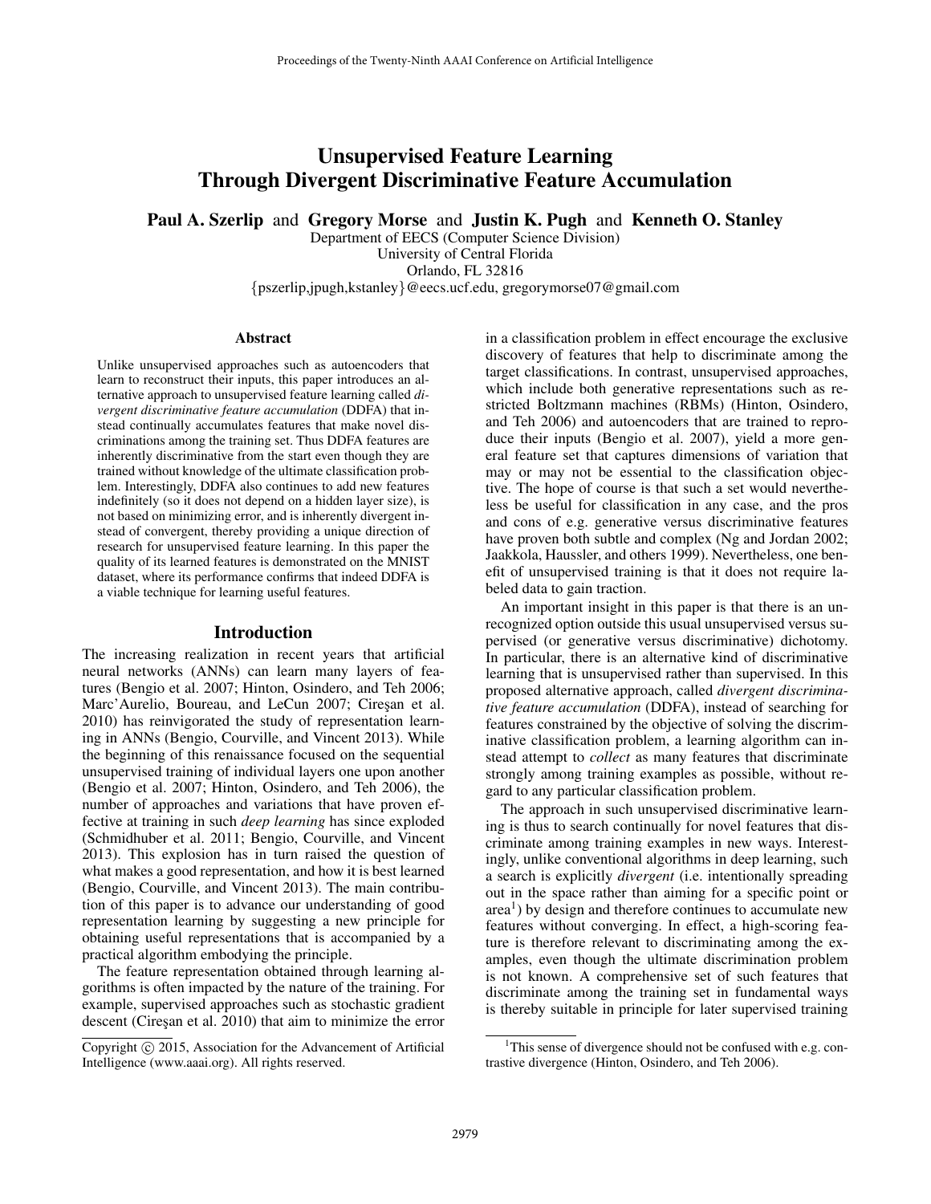# Unsupervised Feature Learning Through Divergent Discriminative Feature Accumulation

**Paul A. Szerlip** and **Gregory Morse** and **Justin K. Pugh** and **Kenneth O. Stanley**

Department of EECS (Computer Science Division)
University of Central Florida
Orlando, FL 32816
{pszerlip,jpugh,kstanley}@eecs.ucf.edu, gregorymorse07@gmail.com

### Abstract

Unlike unsupervised approaches such as autoencoders that learn to reconstruct their inputs, this paper introduces an alternative approach to unsupervised feature learning called *divergent discriminative feature accumulation* (DDFA) that instead continually accumulates features that make novel discriminations among the training set. Thus DDFA features are inherently discriminative from the start even though they are trained without knowledge of the ultimate classification problem. Interestingly, DDFA also continues to add new features indefinitely (so it does not depend on a hidden layer size), is not based on minimizing error, and is inherently divergent instead of convergent, thereby providing a unique direction of research for unsupervised feature learning. In this paper the quality of its learned features is demonstrated on the MNIST dataset, where its performance confirms that indeed DDFA is a viable technique for learning useful features.

## Introduction

The increasing realization in recent years that artificial neural networks (ANNs) can learn many layers of features (Bengio et al. 2007; Hinton, Osindero, and Teh 2006; Marc'Aurelio, Boureau, and LeCun 2007; Cireşan et al. 2010) has reinvigorated the study of representation learning in ANNs (Bengio, Courville, and Vincent 2013). While the beginning of this renaissance focused on the sequential unsupervised training of individual layers one upon another (Bengio et al. 2007; Hinton, Osindero, and Teh 2006), the number of approaches and variations that have proven effective at training in such *deep learning* has since exploded (Schmidhuber et al. 2011; Bengio, Courville, and Vincent 2013). This explosion has in turn raised the question of what makes a good representation, and how it is best learned (Bengio, Courville, and Vincent 2013). The main contribution of this paper is to advance our understanding of good representation learning by suggesting a new principle for obtaining useful representations that is accompanied by a practical algorithm embodying the principle.

The feature representation obtained through learning algorithms is often impacted by the nature of the training. For example, supervised approaches such as stochastic gradient descent (Cireşan et al. 2010) that aim to minimize the error in a classification problem in effect encourage the exclusive discovery of features that help to discriminate among the target classifications. In contrast, unsupervised approaches, which include both generative representations such as restricted Boltzmann machines (RBMs) (Hinton, Osindero, and Teh 2006) and autoencoders that are trained to reproduce their inputs (Bengio et al. 2007), yield a more general feature set that captures dimensions of variation that may or may not be essential to the classification objective. The hope of course is that such a set would nevertheless be useful for classification in any case, and the pros and cons of e.g. generative versus discriminative features have proven both subtle and complex (Ng and Jordan 2002; Jaakkola, Haussler, and others 1999). Nevertheless, one benefit of unsupervised training is that it does not require labeled data to gain traction.

An important insight in this paper is that there is an unrecognized option outside this usual unsupervised versus supervised (or generative versus discriminative) dichotomy. In particular, there is an alternative kind of discriminative learning that is unsupervised rather than supervised. In this proposed alternative approach, called *divergent discriminative feature accumulation* (DDFA), instead of searching for features constrained by the objective of solving the discriminative classification problem, a learning algorithm can instead attempt to *collect* as many features that discriminate strongly among training examples as possible, without regard to any particular classification problem.

The approach in such unsupervised discriminative learning is thus to search continually for novel features that discriminate among training examples in new ways. Interestingly, unlike conventional algorithms in deep learning, such a search is explicitly *divergent* (i.e. intentionally spreading out in the space rather than aiming for a specific point or area[1]) by design and therefore continues to accumulate new features without converging. In effect, a high-scoring feature is therefore relevant to discriminating among the examples, even though the ultimate discrimination problem is not known. A comprehensive set of such features that discriminate among the training set in fundamental ways is thereby suitable in principle for later supervised training

[1]This sense of divergence should not be confused with e.g. contrastive divergence (Hinton, Osindero, and Teh 2006).

Copyright © 2015, Association for the Advancement of Artificial Intelligence (www.aaai.org). All rights reserved.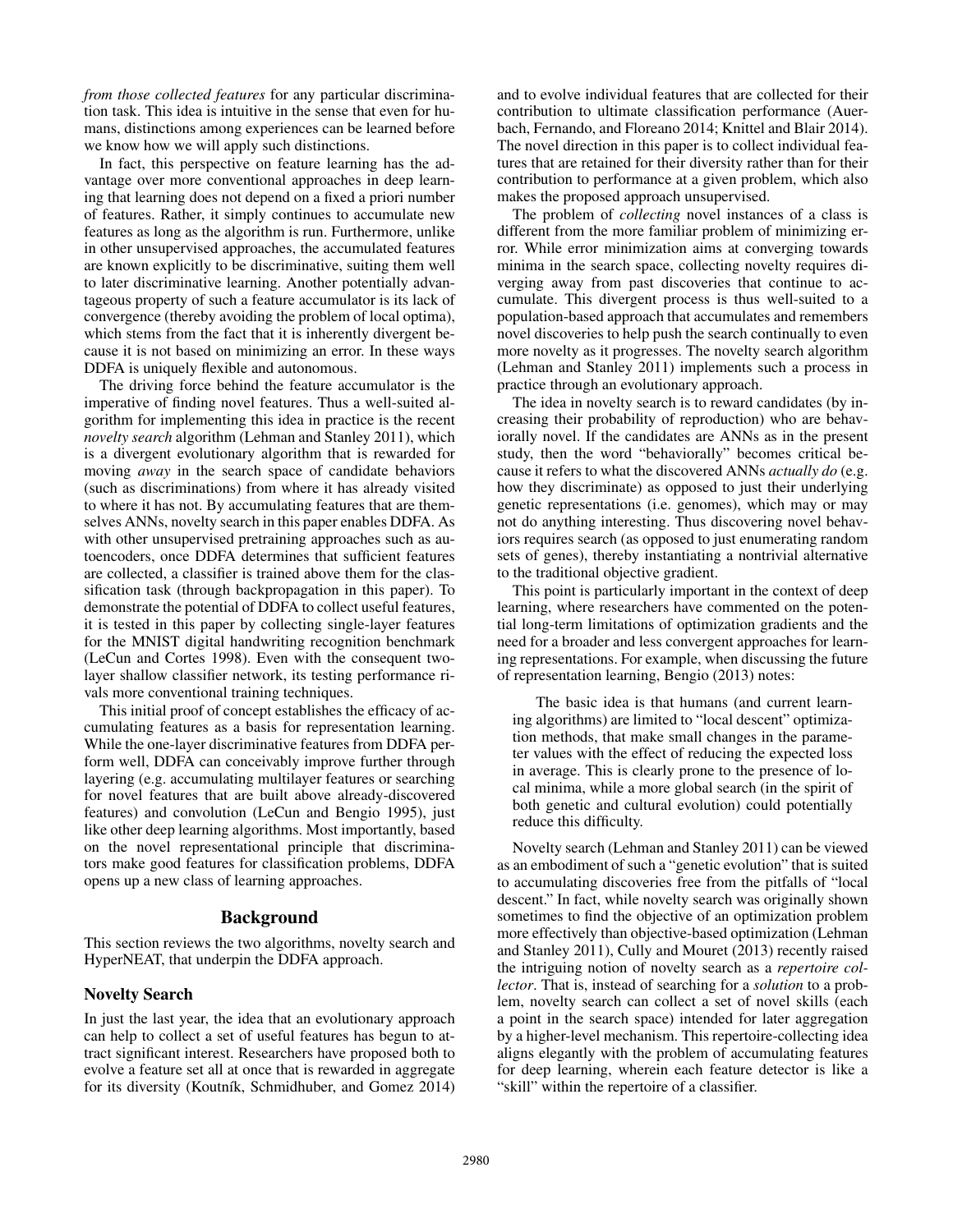*from those collected features* for any particular discrimination task. This idea is intuitive in the sense that even for humans, distinctions among experiences can be learned before we know how we will apply such distinctions.

In fact, this perspective on feature learning has the advantage over more conventional approaches in deep learning that learning does not depend on a fixed a priori number of features. Rather, it simply continues to accumulate new features as long as the algorithm is run. Furthermore, unlike in other unsupervised approaches, the accumulated features are known explicitly to be discriminative, suiting them well to later discriminative learning. Another potentially advantageous property of such a feature accumulator is its lack of convergence (thereby avoiding the problem of local optima), which stems from the fact that it is inherently divergent because it is not based on minimizing an error. In these ways DDFA is uniquely flexible and autonomous.

The driving force behind the feature accumulator is the imperative of finding novel features. Thus a well-suited algorithm for implementing this idea in practice is the recent *novelty search* algorithm (Lehman and Stanley 2011), which is a divergent evolutionary algorithm that is rewarded for moving *away* in the search space of candidate behaviors (such as discriminations) from where it has already visited to where it has not. By accumulating features that are themselves ANNs, novelty search in this paper enables DDFA. As with other unsupervised pretraining approaches such as autoencoders, once DDFA determines that sufficient features are collected, a classifier is trained above them for the classification task (through backpropagation in this paper). To demonstrate the potential of DDFA to collect useful features, it is tested in this paper by collecting single-layer features for the MNIST digital handwriting recognition benchmark (LeCun and Cortes 1998). Even with the consequent two-layer shallow classifier network, its testing performance rivals more conventional training techniques.

This initial proof of concept establishes the efficacy of accumulating features as a basis for representation learning. While the one-layer discriminative features from DDFA perform well, DDFA can conceivably improve further through layering (e.g. accumulating multilayer features or searching for novel features that are built above already-discovered features) and convolution (LeCun and Bengio 1995), just like other deep learning algorithms. Most importantly, based on the novel representational principle that discriminators make good features for classification problems, DDFA opens up a new class of learning approaches.

## Background

This section reviews the two algorithms, novelty search and HyperNEAT, that underpin the DDFA approach.

### Novelty Search

In just the last year, the idea that an evolutionary approach can help to collect a set of useful features has begun to attract significant interest. Researchers have proposed both to evolve a feature set all at once that is rewarded in aggregate for its diversity (Koutník, Schmidhuber, and Gomez 2014) and to evolve individual features that are collected for their contribution to ultimate classification performance (Auerbach, Fernando, and Floreano 2014; Knittel and Blair 2014). The novel direction in this paper is to collect individual features that are retained for their diversity rather than for their contribution to performance at a given problem, which also makes the proposed approach unsupervised.

The problem of *collecting* novel instances of a class is different from the more familiar problem of minimizing error. While error minimization aims at converging towards minima in the search space, collecting novelty requires diverging away from past discoveries that continue to accumulate. This divergent process is thus well-suited to a population-based approach that accumulates and remembers novel discoveries to help push the search continually to even more novelty as it progresses. The novelty search algorithm (Lehman and Stanley 2011) implements such a process in practice through an evolutionary approach.

The idea in novelty search is to reward candidates (by increasing their probability of reproduction) who are behaviorally novel. If the candidates are ANNs as in the present study, then the word "behaviorally" becomes critical because it refers to what the discovered ANNs *actually do* (e.g. how they discriminate) as opposed to just their underlying genetic representations (i.e. genomes), which may or may not do anything interesting. Thus discovering novel behaviors requires search (as opposed to just enumerating random sets of genes), thereby instantiating a nontrivial alternative to the traditional objective gradient.

This point is particularly important in the context of deep learning, where researchers have commented on the potential long-term limitations of optimization gradients and the need for a broader and less convergent approaches for learning representations. For example, when discussing the future of representation learning, Bengio (2013) notes:

> The basic idea is that humans (and current learning algorithms) are limited to "local descent" optimization methods, that make small changes in the parameter values with the effect of reducing the expected loss in average. This is clearly prone to the presence of local minima, while a more global search (in the spirit of both genetic and cultural evolution) could potentially reduce this difficulty.

Novelty search (Lehman and Stanley 2011) can be viewed as an embodiment of such a "genetic evolution" that is suited to accumulating discoveries free from the pitfalls of "local descent." In fact, while novelty search was originally shown sometimes to find the objective of an optimization problem more effectively than objective-based optimization (Lehman and Stanley 2011), Cully and Mouret (2013) recently raised the intriguing notion of novelty search as a *repertoire collector*. That is, instead of searching for a *solution* to a problem, novelty search can collect a set of novel skills (each a point in the search space) intended for later aggregation by a higher-level mechanism. This repertoire-collecting idea aligns elegantly with the problem of accumulating features for deep learning, wherein each feature detector is like a "skill" within the repertoire of a classifier.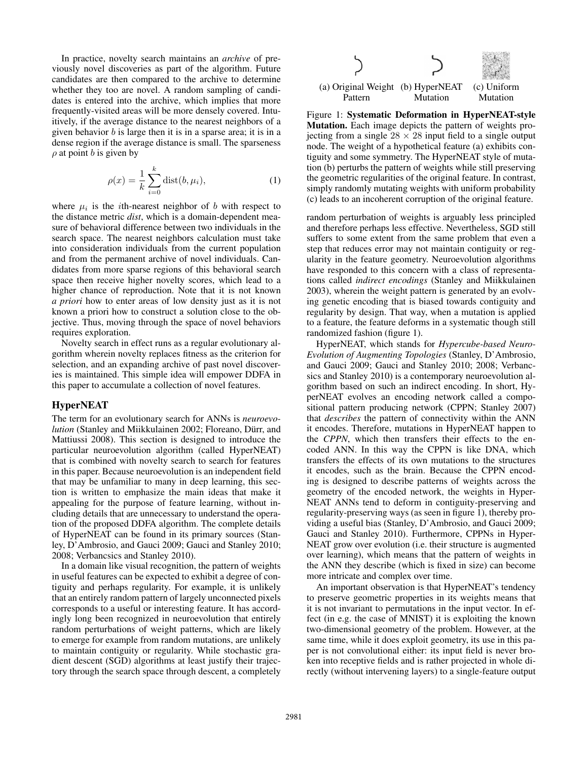In practice, novelty search maintains an *archive* of previously novel discoveries as part of the algorithm. Future candidates are then compared to the archive to determine whether they too are novel. A random sampling of candidates is entered into the archive, which implies that more frequently-visited areas will be more densely covered. Intuitively, if the average distance to the nearest neighbors of a given behavior $b$ is large then it is in a sparse area; it is in a dense region if the average distance is small. The sparseness $\rho$ at point $b$ is given by

$$\rho(x) = \frac{1}{k} \sum_{i=0}^{k} \text{dist}(b, \mu_i), \tag{1}$$

where $\mu_i$ is the $i$th-nearest neighbor of $b$ with respect to the distance metric *dist*, which is a domain-dependent measure of behavioral difference between two individuals in the search space. The nearest neighbors calculation must take into consideration individuals from the current population and from the permanent archive of novel individuals. Candidates from more sparse regions of this behavioral search space then receive higher novelty scores, which lead to a higher chance of reproduction. Note that it is not known *a priori* how to enter areas of low density just as it is not known a priori how to construct a solution close to the objective. Thus, moving through the space of novel behaviors requires exploration.

Novelty search in effect runs as a regular evolutionary algorithm wherein novelty replaces fitness as the criterion for selection, and an expanding archive of past novel discoveries is maintained. This simple idea will empower DDFA in this paper to accumulate a collection of novel features.

## HyperNEAT

The term for an evolutionary search for ANNs is *neuroevolution* (Stanley and Miikkulainen 2002; Floreano, Dürr, and Mattiussi 2008). This section is designed to introduce the particular neuroevolution algorithm (called HyperNEAT) that is combined with novelty search to search for features in this paper. Because neuroevolution is an independent field that may be unfamiliar to many in deep learning, this section is written to emphasize the main ideas that make it appealing for the purpose of feature learning, without including details that are unnecessary to understand the operation of the proposed DDFA algorithm. The complete details of HyperNEAT can be found in its primary sources (Stanley, D'Ambrosio, and Gauci 2009; Gauci and Stanley 2010; 2008; Verbancsics and Stanley 2010).

In a domain like visual recognition, the pattern of weights in useful features can be expected to exhibit a degree of contiguity and perhaps regularity. For example, it is unlikely that an entirely random pattern of largely unconnected pixels corresponds to a useful or interesting feature. It has accordingly long been recognized in neuroevolution that entirely random perturbations of weight patterns, which are likely to emerge for example from random mutations, are unlikely to maintain contiguity or regularity. While stochastic gradient descent (SGD) algorithms at least justify their trajectory through the search space through descent, a completely random perturbation of weights is arguably less principled and therefore perhaps less effective. Nevertheless, SGD still suffers to some extent from the same problem that even a step that reduces error may not maintain contiguity or regularity in the feature geometry. Neuroevolution algorithms have responded to this concern with a class of representations called *indirect encodings* (Stanley and Miikkulainen 2003), wherein the weight pattern is generated by an evolving genetic encoding that is biased towards contiguity and regularity by design. That way, when a mutation is applied to a feature, the feature deforms in a systematic though still randomized fashion (figure 1).

(a) Original Weight Pattern (b) HyperNEAT Mutation (c) Uniform Mutation

Figure 1: **Systematic Deformation in HyperNEAT-style Mutation.** Each image depicts the pattern of weights projecting from a single $28 \times 28$ input field to a single output node. The weight of a hypothetical feature (a) exhibits contiguity and some symmetry. The HyperNEAT style of mutation (b) perturbs the pattern of weights while still preserving the geometric regularities of the original feature. In contrast, simply randomly mutating weights with uniform probability (c) leads to an incoherent corruption of the original feature.

HyperNEAT, which stands for *Hypercube-based Neuro-Evolution of Augmenting Topologies* (Stanley, D'Ambrosio, and Gauci 2009; Gauci and Stanley 2010; 2008; Verbancsics and Stanley 2010) is a contemporary neuroevolution algorithm based on such an indirect encoding. In short, HyperNEAT evolves an encoding network called a compositional pattern producing network (CPPN; Stanley 2007) that *describes* the pattern of connectivity within the ANN it encodes. Therefore, mutations in HyperNEAT happen to the *CPPN*, which then transfers their effects to the encoded ANN. In this way the CPPN is like DNA, which transfers the effects of its own mutations to the structures it encodes, such as the brain. Because the CPPN encoding is designed to describe patterns of weights across the geometry of the encoded network, the weights in HyperNEAT ANNs tend to deform in contiguity-preserving and regularity-preserving ways (as seen in figure 1), thereby providing a useful bias (Stanley, D'Ambrosio, and Gauci 2009; Gauci and Stanley 2010). Furthermore, CPPNs in HyperNEAT grow over evolution (i.e. their structure is augmented over learning), which means that the pattern of weights in the ANN they describe (which is fixed in size) can become more intricate and complex over time.

An important observation is that HyperNEAT's tendency to preserve geometric properties in its weights means that it is not invariant to permutations in the input vector. In effect (in e.g. the case of MNIST) it is exploiting the known two-dimensional geometry of the problem. However, at the same time, while it does exploit geometry, its use in this paper is not convolutional either: its input field is never broken into receptive fields and is rather projected in whole directly (without intervening layers) to a single-feature output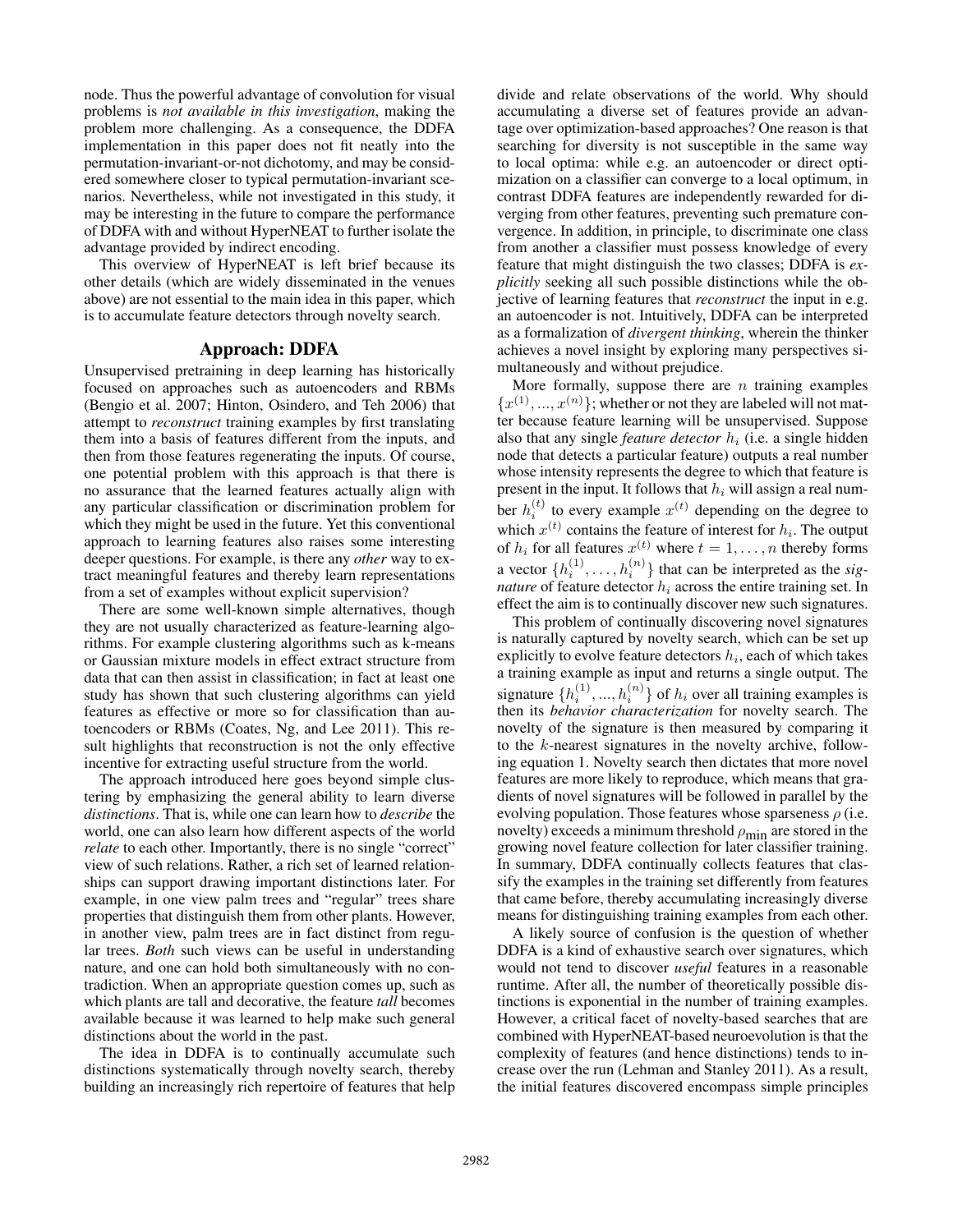node. Thus the powerful advantage of convolution for visual problems is *not available in this investigation*, making the problem more challenging. As a consequence, the DDFA implementation in this paper does not fit neatly into the permutation-invariant-or-not dichotomy, and may be considered somewhere closer to typical permutation-invariant scenarios. Nevertheless, while not investigated in this study, it may be interesting in the future to compare the performance of DDFA with and without HyperNEAT to further isolate the advantage provided by indirect encoding.

This overview of HyperNEAT is left brief because its other details (which are widely disseminated in the venues above) are not essential to the main idea in this paper, which is to accumulate feature detectors through novelty search.

## Approach: DDFA

Unsupervised pretraining in deep learning has historically focused on approaches such as autoencoders and RBMs (Bengio et al. 2007; Hinton, Osindero, and Teh 2006) that attempt to *reconstruct* training examples by first translating them into a basis of features different from the inputs, and then from those features regenerating the inputs. Of course, one potential problem with this approach is that there is no assurance that the learned features actually align with any particular classification or discrimination problem for which they might be used in the future. Yet this conventional approach to learning features also raises some interesting deeper questions. For example, is there any *other* way to extract meaningful features and thereby learn representations from a set of examples without explicit supervision?

There are some well-known simple alternatives, though they are not usually characterized as feature-learning algorithms. For example clustering algorithms such as k-means or Gaussian mixture models in effect extract structure from data that can then assist in classification; in fact at least one study has shown that such clustering algorithms can yield features as effective or more so for classification than autoencoders or RBMs (Coates, Ng, and Lee 2011). This result highlights that reconstruction is not the only effective incentive for extracting useful structure from the world.

The approach introduced here goes beyond simple clustering by emphasizing the general ability to learn diverse *distinctions*. That is, while one can learn how to *describe* the world, one can also learn how different aspects of the world *relate* to each other. Importantly, there is no single "correct" view of such relations. Rather, a rich set of learned relationships can support drawing important distinctions later. For example, in one view palm trees and "regular" trees share properties that distinguish them from other plants. However, in another view, palm trees are in fact distinct from regular trees. *Both* such views can be useful in understanding nature, and one can hold both simultaneously with no contradiction. When an appropriate question comes up, such as which plants are tall and decorative, the feature *tall* becomes available because it was learned to help make such general distinctions about the world in the past.

The idea in DDFA is to continually accumulate such distinctions systematically through novelty search, thereby building an increasingly rich repertoire of features that help divide and relate observations of the world. Why should accumulating a diverse set of features provide an advantage over optimization-based approaches? One reason is that searching for diversity is not susceptible in the same way to local optima: while e.g. an autoencoder or direct optimization on a classifier can converge to a local optimum, in contrast DDFA features are independently rewarded for diverging from other features, preventing such premature convergence. In addition, in principle, to discriminate one class from another a classifier must possess knowledge of every feature that might distinguish the two classes; DDFA is *explicitly* seeking all such possible distinctions while the objective of learning features that *reconstruct* the input in e.g. an autoencoder is not. Intuitively, DDFA can be interpreted as a formalization of *divergent thinking*, wherein the thinker achieves a novel insight by exploring many perspectives simultaneously and without prejudice.

More formally, suppose there are $n$ training examples $\{x^{(1)}, ..., x^{(n)}\}$; whether or not they are labeled will not matter because feature learning will be unsupervised. Suppose also that any single *feature detector* $h_i$ (i.e. a single hidden node that detects a particular feature) outputs a real number whose intensity represents the degree to which that feature is present in the input. It follows that $h_i$ will assign a real number $h_i^{(t)}$ to every example $x^{(t)}$ depending on the degree to which $x^{(t)}$ contains the feature of interest for $h_i$. The output of $h_i$ for all features $x^{(t)}$ where $t = 1, \dots, n$ thereby forms a vector $\{h_i^{(1)}, \dots, h_i^{(n)}\}$ that can be interpreted as the *signature* of feature detector $h_i$ across the entire training set. In effect the aim is to continually discover new such signatures.

This problem of continually discovering novel signatures is naturally captured by novelty search, which can be set up explicitly to evolve feature detectors $h_i$, each of which takes a training example as input and returns a single output. The signature $\{h_i^{(1)}, ..., h_i^{(n)}\}$ of $h_i$ over all training examples is then its *behavior characterization* for novelty search. The novelty of the signature is then measured by comparing it to the $k$-nearest signatures in the novelty archive, following equation 1. Novelty search then dictates that more novel features are more likely to reproduce, which means that gradients of novel signatures will be followed in parallel by the evolving population. Those features whose sparseness $\rho$ (i.e. novelty) exceeds a minimum threshold $\rho_{\text{min}}$ are stored in the growing novel feature collection for later classifier training. In summary, DDFA continually collects features that classify the examples in the training set differently from features that came before, thereby accumulating increasingly diverse means for distinguishing training examples from each other.

A likely source of confusion is the question of whether DDFA is a kind of exhaustive search over signatures, which would not tend to discover *useful* features in a reasonable runtime. After all, the number of theoretically possible distinctions is exponential in the number of training examples. However, a critical facet of novelty-based searches that are combined with HyperNEAT-based neuroevolution is that the complexity of features (and hence distinctions) tends to increase over the run (Lehman and Stanley 2011). As a result, the initial features discovered encompass simple principles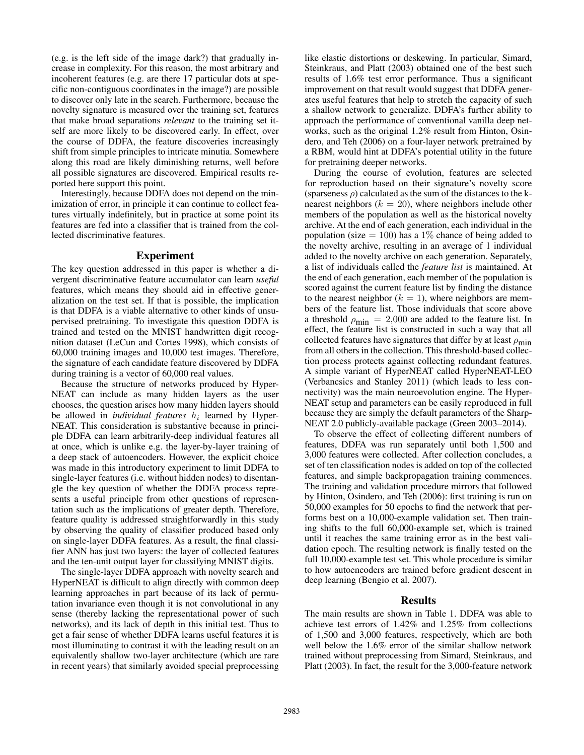(e.g. is the left side of the image dark?) that gradually increase in complexity. For this reason, the most arbitrary and incoherent features (e.g. are there 17 particular dots at specific non-contiguous coordinates in the image?) are possible to discover only late in the search. Furthermore, because the novelty signature is measured over the training set, features that make broad separations *relevant* to the training set itself are more likely to be discovered early. In effect, over the course of DDFA, the feature discoveries increasingly shift from simple principles to intricate minutia. Somewhere along this road are likely diminishing returns, well before all possible signatures are discovered. Empirical results reported here support this point.

Interestingly, because DDFA does not depend on the minimization of error, in principle it can continue to collect features virtually indefinitely, but in practice at some point its features are fed into a classifier that is trained from the collected discriminative features.

## Experiment

The key question addressed in this paper is whether a divergent discriminative feature accumulator can learn *useful* features, which means they should aid in effective generalization on the test set. If that is possible, the implication is that DDFA is a viable alternative to other kinds of unsupervised pretraining. To investigate this question DDFA is trained and tested on the MNIST handwritten digit recognition dataset (LeCun and Cortes 1998), which consists of 60,000 training images and 10,000 test images. Therefore, the signature of each candidate feature discovered by DDFA during training is a vector of 60,000 real values.

Because the structure of networks produced by HyperNEAT can include as many hidden layers as the user chooses, the question arises how many hidden layers should be allowed in *individual features* $h_i$ learned by HyperNEAT. This consideration is substantive because in principle DDFA can learn arbitrarily-deep individual features all at once, which is unlike e.g. the layer-by-layer training of a deep stack of autoencoders. However, the explicit choice was made in this introductory experiment to limit DDFA to single-layer features (i.e. without hidden nodes) to disentangle the key question of whether the DDFA process represents a useful principle from other questions of representation such as the implications of greater depth. Therefore, feature quality is addressed straightforwardly in this study by observing the quality of classifier produced based only on single-layer DDFA features. As a result, the final classifier ANN has just two layers: the layer of collected features and the ten-unit output layer for classifying MNIST digits.

The single-layer DDFA approach with novelty search and HyperNEAT is difficult to align directly with common deep learning approaches in part because of its lack of permutation invariance even though it is not convolutional in any sense (thereby lacking the representational power of such networks), and its lack of depth in this initial test. Thus to get a fair sense of whether DDFA learns useful features it is most illuminating to contrast it with the leading result on an equivalently shallow two-layer architecture (which are rare in recent years) that similarly avoided special preprocessing like elastic distortions or deskewing. In particular, Simard, Steinkraus, and Platt (2003) obtained one of the best such results of 1.6% test error performance. Thus a significant improvement on that result would suggest that DDFA generates useful features that help to stretch the capacity of such a shallow network to generalize. DDFA's further ability to approach the performance of conventional vanilla deep networks, such as the original 1.2% result from Hinton, Osindero, and Teh (2006) on a four-layer network pretrained by a RBM, would hint at DDFA's potential utility in the future for pretraining deeper networks.

During the course of evolution, features are selected for reproduction based on their signature's novelty score (sparseness $\rho$) calculated as the sum of the distances to the k-nearest neighbors ($k = 20$), where neighbors include other members of the population as well as the historical novelty archive. At the end of each generation, each individual in the population (size $= 100$) has a 1% chance of being added to the novelty archive, resulting in an average of 1 individual added to the novelty archive on each generation. Separately, a list of individuals called the *feature list* is maintained. At the end of each generation, each member of the population is scored against the current feature list by finding the distance to the nearest neighbor ($k = 1$), where neighbors are members of the feature list. Those individuals that score above a threshold $\rho_{\text{min}} = 2{,}000$ are added to the feature list. In effect, the feature list is constructed in such a way that all collected features have signatures that differ by at least $\rho_{\text{min}}$ from all others in the collection. This threshold-based collection process protects against collecting redundant features. A simple variant of HyperNEAT called HyperNEAT-LEO (Verbancsics and Stanley 2011) (which leads to less connectivity) was the main neuroevolution engine. The HyperNEAT setup and parameters can be easily reproduced in full because they are simply the default parameters of the SharpNEAT 2.0 publicly-available package (Green 2003–2014).

To observe the effect of collecting different numbers of features, DDFA was run separately until both 1,500 and 3,000 features were collected. After collection concludes, a set of ten classification nodes is added on top of the collected features, and simple backpropagation training commences. The training and validation procedure mirrors that followed by Hinton, Osindero, and Teh (2006): first training is run on 50,000 examples for 50 epochs to find the network that performs best on a 10,000-example validation set. Then training shifts to the full 60,000-example set, which is trained until it reaches the same training error as in the best validation epoch. The resulting network is finally tested on the full 10,000-example test set. This whole procedure is similar to how autoencoders are trained before gradient descent in deep learning (Bengio et al. 2007).

## Results

The main results are shown in Table 1. DDFA was able to achieve test errors of 1.42% and 1.25% from collections of 1,500 and 3,000 features, respectively, which are both well below the 1.6% error of the similar shallow network trained without preprocessing from Simard, Steinkraus, and Platt (2003). In fact, the result for the 3,000-feature network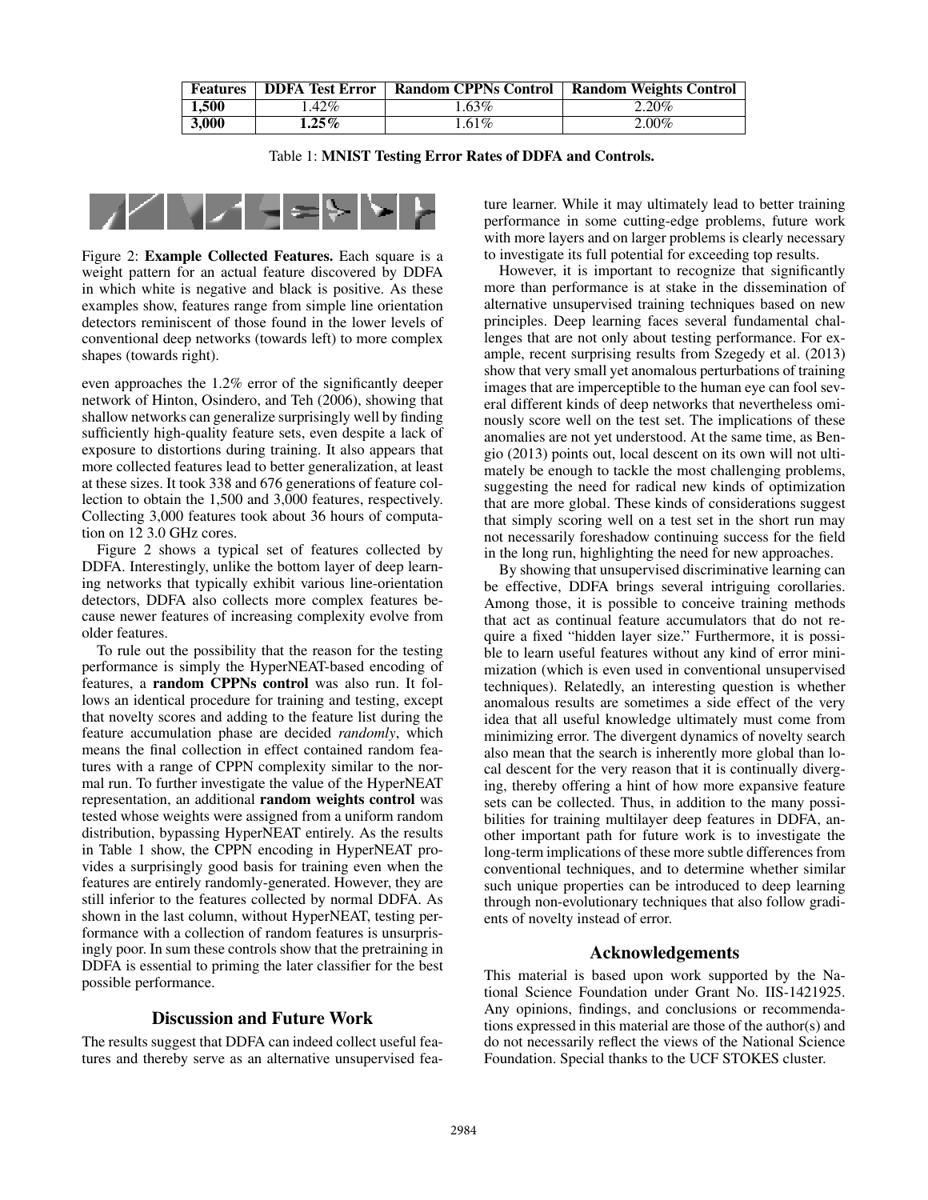| Features | DDFA Test Error | Random CPPNs Control | Random Weights Control |
|---|---|---|---|
| **1,500** | 1.42% | 1.63% | 2.20% |
| **3,000** | **1.25%** | 1.61% | 2.00% |

Table 1: **MNIST Testing Error Rates of DDFA and Controls.**

Figure 2: **Example Collected Features.** Each square is a weight pattern for an actual feature discovered by DDFA in which white is negative and black is positive. As these examples show, features range from simple line orientation detectors reminiscent of those found in the lower levels of conventional deep networks (towards left) to more complex shapes (towards right).

even approaches the 1.2% error of the significantly deeper network of Hinton, Osindero, and Teh (2006), showing that shallow networks can generalize surprisingly well by finding sufficiently high-quality feature sets, even despite a lack of exposure to distortions during training. It also appears that more collected features lead to better generalization, at least at these sizes. It took 338 and 676 generations of feature collection to obtain the 1,500 and 3,000 features, respectively. Collecting 3,000 features took about 36 hours of computation on 12 3.0 GHz cores.

Figure 2 shows a typical set of features collected by DDFA. Interestingly, unlike the bottom layer of deep learning networks that typically exhibit various line-orientation detectors, DDFA also collects more complex features because newer features of increasing complexity evolve from older features.

To rule out the possibility that the reason for the testing performance is simply the HyperNEAT-based encoding of features, a **random CPPNs control** was also run. It follows an identical procedure for training and testing, except that novelty scores and adding to the feature list during the feature accumulation phase are decided *randomly*, which means the final collection in effect contained random features with a range of CPPN complexity similar to the normal run. To further investigate the value of the HyperNEAT representation, an additional **random weights control** was tested whose weights were assigned from a uniform random distribution, bypassing HyperNEAT entirely. As the results in Table 1 show, the CPPN encoding in HyperNEAT provides a surprisingly good basis for training even when the features are entirely randomly-generated. However, they are still inferior to the features collected by normal DDFA. As shown in the last column, without HyperNEAT, testing performance with a collection of random features is unsurprisingly poor. In sum these controls show that the pretraining in DDFA is essential to priming the later classifier for the best possible performance.

## Discussion and Future Work

The results suggest that DDFA can indeed collect useful features and thereby serve as an alternative unsupervised feature learner. While it may ultimately lead to better training performance in some cutting-edge problems, future work with more layers and on larger problems is clearly necessary to investigate its full potential for exceeding top results.

However, it is important to recognize that significantly more than performance is at stake in the dissemination of alternative unsupervised training techniques based on new principles. Deep learning faces several fundamental challenges that are not only about testing performance. For example, recent surprising results from Szegedy et al. (2013) show that very small yet anomalous perturbations of training images that are imperceptible to the human eye can fool several different kinds of deep networks that nevertheless ominously score well on the test set. The implications of these anomalies are not yet understood. At the same time, as Bengio (2013) points out, local descent on its own will not ultimately be enough to tackle the most challenging problems, suggesting the need for radical new kinds of optimization that are more global. These kinds of considerations suggest that simply scoring well on a test set in the short run may not necessarily foreshadow continuing success for the field in the long run, highlighting the need for new approaches.

By showing that unsupervised discriminative learning can be effective, DDFA brings several intriguing corollaries. Among those, it is possible to conceive training methods that act as continual feature accumulators that do not require a fixed "hidden layer size." Furthermore, it is possible to learn useful features without any kind of error minimization (which is even used in conventional unsupervised techniques). Relatedly, an interesting question is whether anomalous results are sometimes a side effect of the very idea that all useful knowledge ultimately must come from minimizing error. The divergent dynamics of novelty search also mean that the search is inherently more global than local descent for the very reason that it is continually diverging, thereby offering a hint of how more expansive feature sets can be collected. Thus, in addition to the many possibilities for training multilayer deep features in DDFA, another important path for future work is to investigate the long-term implications of these more subtle differences from conventional techniques, and to determine whether similar such unique properties can be introduced to deep learning through non-evolutionary techniques that also follow gradients of novelty instead of error.

## Acknowledgements

This material is based upon work supported by the National Science Foundation under Grant No. IIS-1421925. Any opinions, findings, and conclusions or recommendations expressed in this material are those of the author(s) and do not necessarily reflect the views of the National Science Foundation. Special thanks to the UCF STOKES cluster.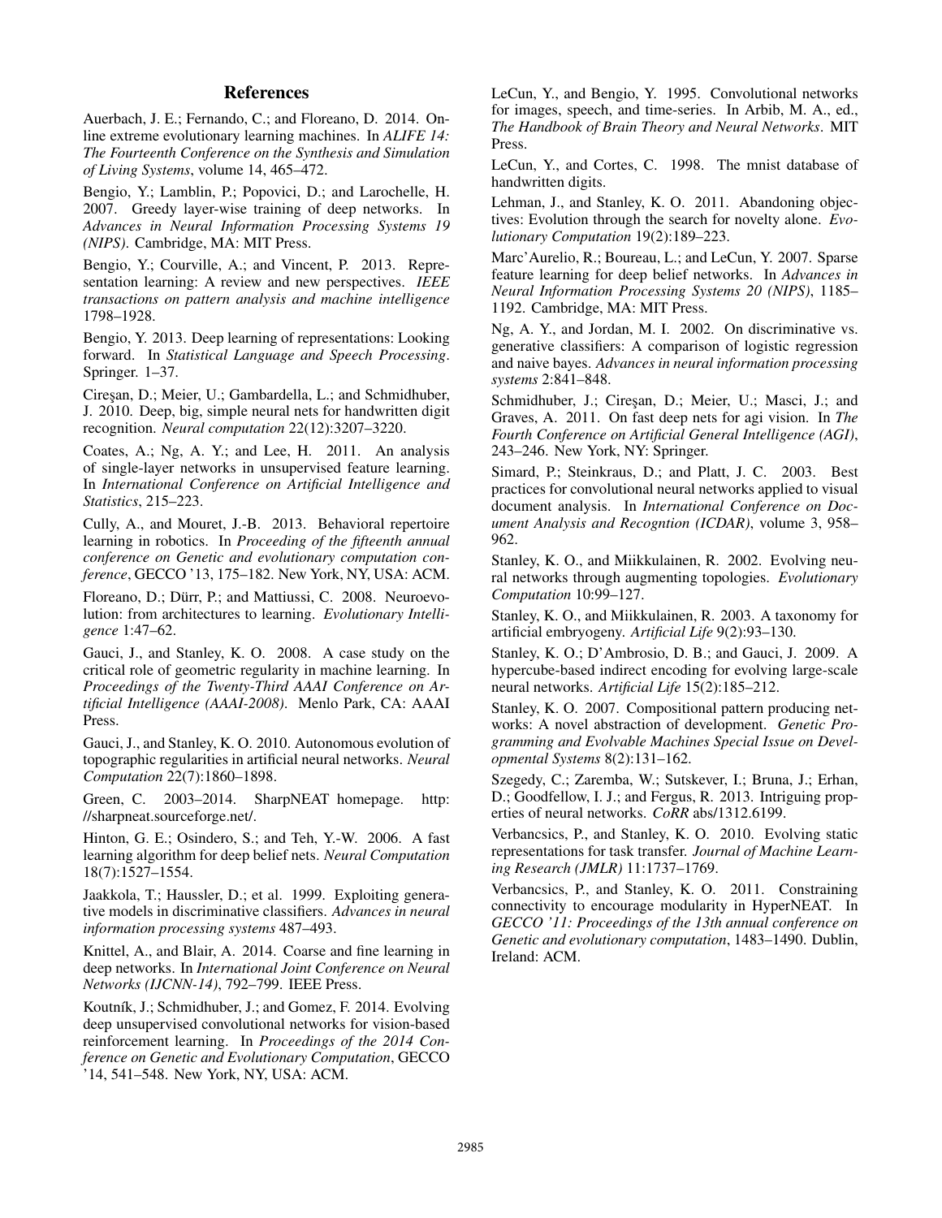## References

Auerbach, J. E.; Fernando, C.; and Floreano, D. 2014. Online extreme evolutionary learning machines. In *ALIFE 14: The Fourteenth Conference on the Synthesis and Simulation of Living Systems*, volume 14, 465–472.

Bengio, Y.; Lamblin, P.; Popovici, D.; and Larochelle, H. 2007. Greedy layer-wise training of deep networks. In *Advances in Neural Information Processing Systems 19 (NIPS)*. Cambridge, MA: MIT Press.

Bengio, Y.; Courville, A.; and Vincent, P. 2013. Representation learning: A review and new perspectives. *IEEE transactions on pattern analysis and machine intelligence* 1798–1928.

Bengio, Y. 2013. Deep learning of representations: Looking forward. In *Statistical Language and Speech Processing*. Springer. 1–37.

Cireşan, D.; Meier, U.; Gambardella, L.; and Schmidhuber, J. 2010. Deep, big, simple neural nets for handwritten digit recognition. *Neural computation* 22(12):3207–3220.

Coates, A.; Ng, A. Y.; and Lee, H. 2011. An analysis of single-layer networks in unsupervised feature learning. In *International Conference on Artificial Intelligence and Statistics*, 215–223.

Cully, A., and Mouret, J.-B. 2013. Behavioral repertoire learning in robotics. In *Proceeding of the fifteenth annual conference on Genetic and evolutionary computation conference*, GECCO '13, 175–182. New York, NY, USA: ACM.

Floreano, D.; Dürr, P.; and Mattiussi, C. 2008. Neuroevolution: from architectures to learning. *Evolutionary Intelligence* 1:47–62.

Gauci, J., and Stanley, K. O. 2008. A case study on the critical role of geometric regularity in machine learning. In *Proceedings of the Twenty-Third AAAI Conference on Artificial Intelligence (AAAI-2008)*. Menlo Park, CA: AAAI Press.

Gauci, J., and Stanley, K. O. 2010. Autonomous evolution of topographic regularities in artificial neural networks. *Neural Computation* 22(7):1860–1898.

Green, C. 2003–2014. SharpNEAT homepage. http://sharpneat.sourceforge.net/.

Hinton, G. E.; Osindero, S.; and Teh, Y.-W. 2006. A fast learning algorithm for deep belief nets. *Neural Computation* 18(7):1527–1554.

Jaakkola, T.; Haussler, D.; et al. 1999. Exploiting generative models in discriminative classifiers. *Advances in neural information processing systems* 487–493.

Knittel, A., and Blair, A. 2014. Coarse and fine learning in deep networks. In *International Joint Conference on Neural Networks (IJCNN-14)*, 792–799. IEEE Press.

Koutník, J.; Schmidhuber, J.; and Gomez, F. 2014. Evolving deep unsupervised convolutional networks for vision-based reinforcement learning. In *Proceedings of the 2014 Conference on Genetic and Evolutionary Computation*, GECCO '14, 541–548. New York, NY, USA: ACM.

LeCun, Y., and Bengio, Y. 1995. Convolutional networks for images, speech, and time-series. In Arbib, M. A., ed., *The Handbook of Brain Theory and Neural Networks*. MIT Press.

LeCun, Y., and Cortes, C. 1998. The mnist database of handwritten digits.

Lehman, J., and Stanley, K. O. 2011. Abandoning objectives: Evolution through the search for novelty alone. *Evolutionary Computation* 19(2):189–223.

Marc'Aurelio, R.; Boureau, L.; and LeCun, Y. 2007. Sparse feature learning for deep belief networks. In *Advances in Neural Information Processing Systems 20 (NIPS)*, 1185–1192. Cambridge, MA: MIT Press.

Ng, A. Y., and Jordan, M. I. 2002. On discriminative vs. generative classifiers: A comparison of logistic regression and naive bayes. *Advances in neural information processing systems* 2:841–848.

Schmidhuber, J.; Cireşan, D.; Meier, U.; Masci, J.; and Graves, A. 2011. On fast deep nets for agi vision. In *The Fourth Conference on Artificial General Intelligence (AGI)*, 243–246. New York, NY: Springer.

Simard, P.; Steinkraus, D.; and Platt, J. C. 2003. Best practices for convolutional neural networks applied to visual document analysis. In *International Conference on Document Analysis and Recogntion (ICDAR)*, volume 3, 958–962.

Stanley, K. O., and Miikkulainen, R. 2002. Evolving neural networks through augmenting topologies. *Evolutionary Computation* 10:99–127.

Stanley, K. O., and Miikkulainen, R. 2003. A taxonomy for artificial embryogeny. *Artificial Life* 9(2):93–130.

Stanley, K. O.; D'Ambrosio, D. B.; and Gauci, J. 2009. A hypercube-based indirect encoding for evolving large-scale neural networks. *Artificial Life* 15(2):185–212.

Stanley, K. O. 2007. Compositional pattern producing networks: A novel abstraction of development. *Genetic Programming and Evolvable Machines Special Issue on Developmental Systems* 8(2):131–162.

Szegedy, C.; Zaremba, W.; Sutskever, I.; Bruna, J.; Erhan, D.; Goodfellow, I. J.; and Fergus, R. 2013. Intriguing properties of neural networks. *CoRR* abs/1312.6199.

Verbancsics, P., and Stanley, K. O. 2010. Evolving static representations for task transfer. *Journal of Machine Learning Research (JMLR)* 11:1737–1769.

Verbancsics, P., and Stanley, K. O. 2011. Constraining connectivity to encourage modularity in HyperNEAT. In *GECCO '11: Proceedings of the 13th annual conference on Genetic and evolutionary computation*, 1483–1490. Dublin, Ireland: ACM.